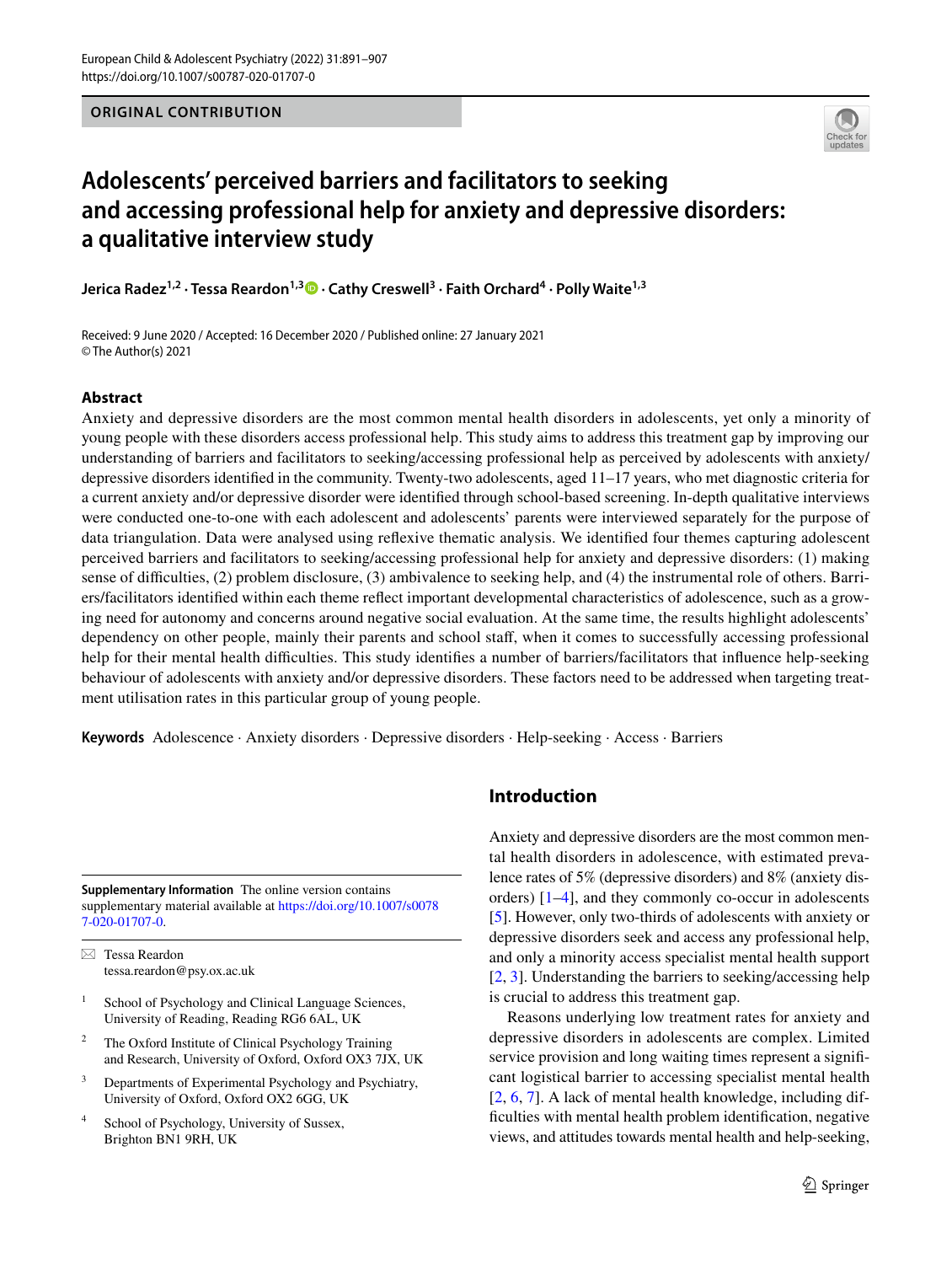ORIGINAL CONTRIBUTION

# Adolescents' perceived barriers and facilitators to seeking and accessing professional help for anxiety and depressive disorders: a qualitative interview study

**Jerica Radez[1,2] · Tessa Reardon[1,3] · Cathy Creswell[3] · Faith Orchard[4] · Polly Waite[1,3]**

Received: 9 June 2020 / Accepted: 16 December 2020 / Published online: 27 January 2021
© The Author(s) 2021

## Abstract

Anxiety and depressive disorders are the most common mental health disorders in adolescents, yet only a minority of young people with these disorders access professional help. This study aims to address this treatment gap by improving our understanding of barriers and facilitators to seeking/accessing professional help as perceived by adolescents with anxiety/depressive disorders identified in the community. Twenty-two adolescents, aged 11–17 years, who met diagnostic criteria for a current anxiety and/or depressive disorder were identified through school-based screening. In-depth qualitative interviews were conducted one-to-one with each adolescent and adolescents' parents were interviewed separately for the purpose of data triangulation. Data were analysed using reflexive thematic analysis. We identified four themes capturing adolescent perceived barriers and facilitators to seeking/accessing professional help for anxiety and depressive disorders: (1) making sense of difficulties, (2) problem disclosure, (3) ambivalence to seeking help, and (4) the instrumental role of others. Barriers/facilitators identified within each theme reflect important developmental characteristics of adolescence, such as a growing need for autonomy and concerns around negative social evaluation. At the same time, the results highlight adolescents' dependency on other people, mainly their parents and school staff, when it comes to successfully accessing professional help for their mental health difficulties. This study identifies a number of barriers/facilitators that influence help-seeking behaviour of adolescents with anxiety and/or depressive disorders. These factors need to be addressed when targeting treatment utilisation rates in this particular group of young people.

**Keywords** Adolescence · Anxiety disorders · Depressive disorders · Help-seeking · Access · Barriers

## Introduction

Anxiety and depressive disorders are the most common mental health disorders in adolescence, with estimated prevalence rates of 5% (depressive disorders) and 8% (anxiety disorders) [1–4], and they commonly co-occur in adolescents [5]. However, only two-thirds of adolescents with anxiety or depressive disorders seek and access any professional help, and only a minority access specialist mental health support [2, 3]. Understanding the barriers to seeking/accessing help is crucial to address this treatment gap.

Reasons underlying low treatment rates for anxiety and depressive disorders in adolescents are complex. Limited service provision and long waiting times represent a significant logistical barrier to accessing specialist mental health [2, 6, 7]. A lack of mental health knowledge, including difficulties with mental health problem identification, negative views, and attitudes towards mental health and help-seeking,

---

**Supplementary Information** The online version contains supplementary material available at https://doi.org/10.1007/s00787-020-01707-0.

✉ Tessa Reardon
tessa.reardon@psy.ox.ac.uk

1 School of Psychology and Clinical Language Sciences, University of Reading, Reading RG6 6AL, UK

2 The Oxford Institute of Clinical Psychology Training and Research, University of Oxford, Oxford OX3 7JX, UK

3 Departments of Experimental Psychology and Psychiatry, University of Oxford, Oxford OX2 6GG, UK

4 School of Psychology, University of Sussex, Brighton BN1 9RH, UK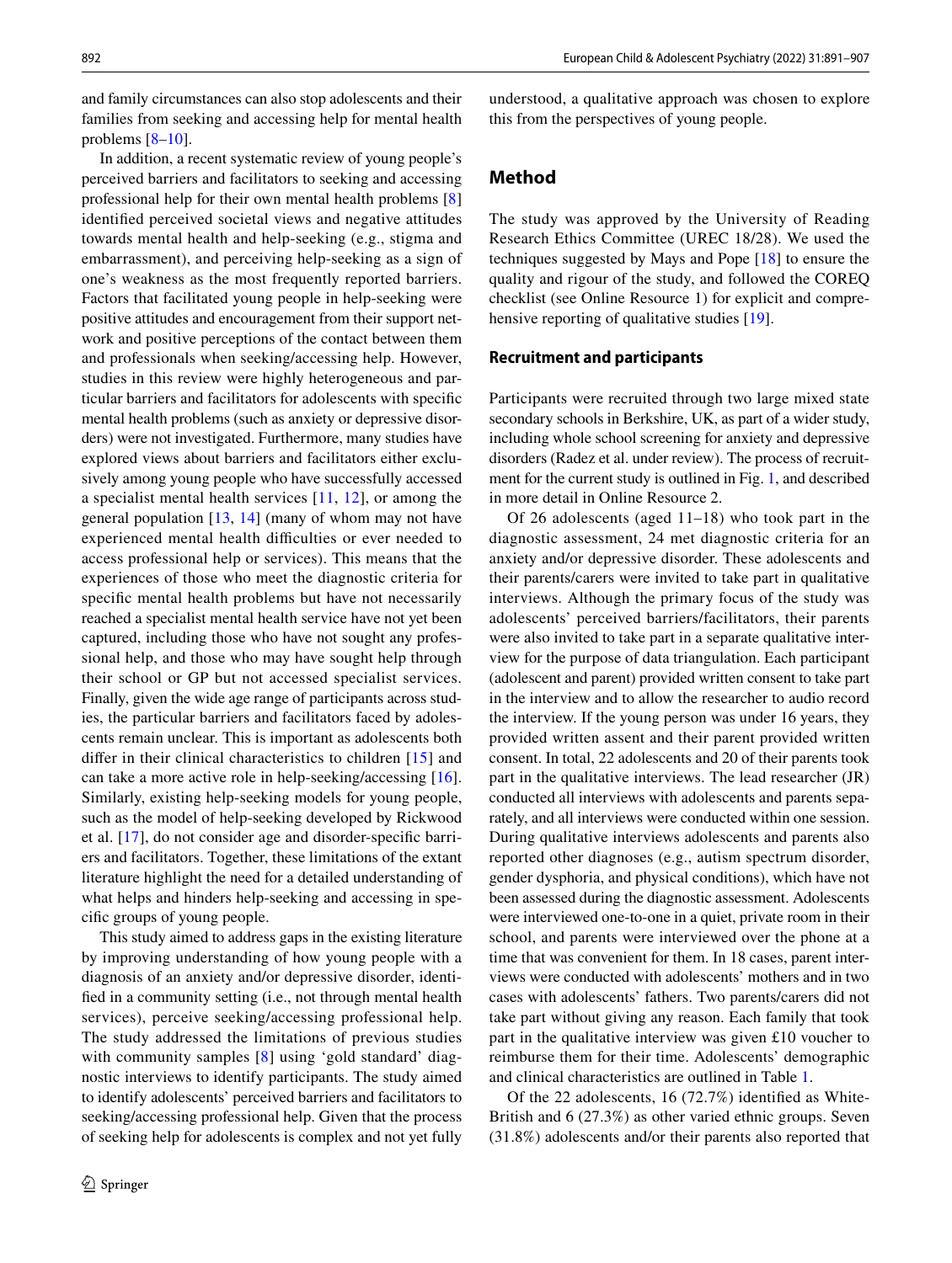and family circumstances can also stop adolescents and their families from seeking and accessing help for mental health problems [8–10].

In addition, a recent systematic review of young people's perceived barriers and facilitators to seeking and accessing professional help for their own mental health problems [8] identified perceived societal views and negative attitudes towards mental health and help-seeking (e.g., stigma and embarrassment), and perceiving help-seeking as a sign of one's weakness as the most frequently reported barriers. Factors that facilitated young people in help-seeking were positive attitudes and encouragement from their support network and positive perceptions of the contact between them and professionals when seeking/accessing help. However, studies in this review were highly heterogeneous and particular barriers and facilitators for adolescents with specific mental health problems (such as anxiety or depressive disorders) were not investigated. Furthermore, many studies have explored views about barriers and facilitators either exclusively among young people who have successfully accessed a specialist mental health services [11, 12], or among the general population [13, 14] (many of whom may not have experienced mental health difficulties or ever needed to access professional help or services). This means that the experiences of those who meet the diagnostic criteria for specific mental health problems but have not necessarily reached a specialist mental health service have not yet been captured, including those who have not sought any professional help, and those who may have sought help through their school or GP but not accessed specialist services. Finally, given the wide age range of participants across studies, the particular barriers and facilitators faced by adolescents remain unclear. This is important as adolescents both differ in their clinical characteristics to children [15] and can take a more active role in help-seeking/accessing [16]. Similarly, existing help-seeking models for young people, such as the model of help-seeking developed by Rickwood et al. [17], do not consider age and disorder-specific barriers and facilitators. Together, these limitations of the extant literature highlight the need for a detailed understanding of what helps and hinders help-seeking and accessing in specific groups of young people.

This study aimed to address gaps in the existing literature by improving understanding of how young people with a diagnosis of an anxiety and/or depressive disorder, identified in a community setting (i.e., not through mental health services), perceive seeking/accessing professional help. The study addressed the limitations of previous studies with community samples [8] using 'gold standard' diagnostic interviews to identify participants. The study aimed to identify adolescents' perceived barriers and facilitators to seeking/accessing professional help. Given that the process of seeking help for adolescents is complex and not yet fully understood, a qualitative approach was chosen to explore this from the perspectives of young people.

## Method

The study was approved by the University of Reading Research Ethics Committee (UREC 18/28). We used the techniques suggested by Mays and Pope [18] to ensure the quality and rigour of the study, and followed the COREQ checklist (see Online Resource 1) for explicit and comprehensive reporting of qualitative studies [19].

### Recruitment and participants

Participants were recruited through two large mixed state secondary schools in Berkshire, UK, as part of a wider study, including whole school screening for anxiety and depressive disorders (Radez et al. under review). The process of recruitment for the current study is outlined in Fig. 1, and described in more detail in Online Resource 2.

Of 26 adolescents (aged 11–18) who took part in the diagnostic assessment, 24 met diagnostic criteria for an anxiety and/or depressive disorder. These adolescents and their parents/carers were invited to take part in qualitative interviews. Although the primary focus of the study was adolescents' perceived barriers/facilitators, their parents were also invited to take part in a separate qualitative interview for the purpose of data triangulation. Each participant (adolescent and parent) provided written consent to take part in the interview and to allow the researcher to audio record the interview. If the young person was under 16 years, they provided written assent and their parent provided written consent. In total, 22 adolescents and 20 of their parents took part in the qualitative interviews. The lead researcher (JR) conducted all interviews with adolescents and parents separately, and all interviews were conducted within one session. During qualitative interviews adolescents and parents also reported other diagnoses (e.g., autism spectrum disorder, gender dysphoria, and physical conditions), which have not been assessed during the diagnostic assessment. Adolescents were interviewed one-to-one in a quiet, private room in their school, and parents were interviewed over the phone at a time that was convenient for them. In 18 cases, parent interviews were conducted with adolescents' mothers and in two cases with adolescents' fathers. Two parents/carers did not take part without giving any reason. Each family that took part in the qualitative interview was given £10 voucher to reimburse them for their time. Adolescents' demographic and clinical characteristics are outlined in Table 1.

Of the 22 adolescents, 16 (72.7%) identified as White-British and 6 (27.3%) as other varied ethnic groups. Seven (31.8%) adolescents and/or their parents also reported that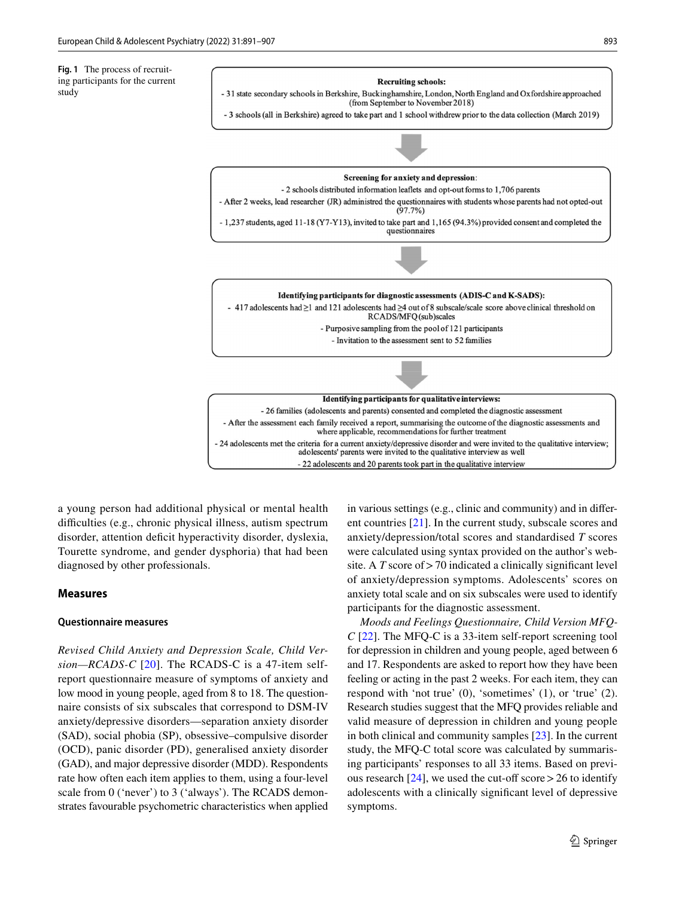**Fig. 1** The process of recruiting participants for the current study

**Recruiting schools:**

- 31 state secondary schools in Berkshire, Buckinghamshire, London, North England and Oxfordshire approached (from September to November 2018)
- 3 schools (all in Berkshire) agreed to take part and 1 school withdrew prior to the data collection (March 2019)

**Screening for anxiety and depression**:

- 2 schools distributed information leaflets and opt-out forms to 1,706 parents
- After 2 weeks, lead researcher (JR) administred the questionnaires with students whose parents had not opted-out (97.7%)
- 1,237 students, aged 11-18 (Y7-Y13), invited to take part and 1,165 (94.3%) provided consent and completed the questionnaires

**Identifying participants for diagnostic assessments (ADIS-C and K-SADS):**

- 417 adolescents had ≥1 and 121 adolescents had ≥4 out of 8 subscale/scale score above clinical threshold on RCADS/MFQ (sub)scales
- Purposive sampling from the pool of 121 participants
- Invitation to the assessment sent to 52 families

**Identifying participants for qualitative interviews:**

- 26 families (adolescents and parents) consented and completed the diagnostic assessment
- After the assessment each family received a report, summarising the outcome of the diagnostic assessments and where applicable, recommendations for further treatment
- 24 adolescents met the criteria for a current anxiety/depressive disorder and were invited to the qualitative interview; adolescents' parents were invited to the qualitative interview as well
- 22 adolescents and 20 parents took part in the qualitative interview

a young person had additional physical or mental health difficulties (e.g., chronic physical illness, autism spectrum disorder, attention deficit hyperactivity disorder, dyslexia, Tourette syndrome, and gender dysphoria) that had been diagnosed by other professionals.

## Measures

### Questionnaire measures

*Revised Child Anxiety and Depression Scale, Child Version—RCADS-C* [20]. The RCADS-C is a 47-item self-report questionnaire measure of symptoms of anxiety and low mood in young people, aged from 8 to 18. The questionnaire consists of six subscales that correspond to DSM-IV anxiety/depressive disorders—separation anxiety disorder (SAD), social phobia (SP), obsessive–compulsive disorder (OCD), panic disorder (PD), generalised anxiety disorder (GAD), and major depressive disorder (MDD). Respondents rate how often each item applies to them, using a four-level scale from 0 ('never') to 3 ('always'). The RCADS demonstrates favourable psychometric characteristics when applied in various settings (e.g., clinic and community) and in different countries [21]. In the current study, subscale scores and anxiety/depression/total scores and standardised *T* scores were calculated using syntax provided on the author's website. A *T* score of > 70 indicated a clinically significant level of anxiety/depression symptoms. Adolescents' scores on anxiety total scale and on six subscales were used to identify participants for the diagnostic assessment.

*Moods and Feelings Questionnaire, Child Version MFQ-C* [22]. The MFQ-C is a 33-item self-report screening tool for depression in children and young people, aged between 6 and 17. Respondents are asked to report how they have been feeling or acting in the past 2 weeks. For each item, they can respond with 'not true' (0), 'sometimes' (1), or 'true' (2). Research studies suggest that the MFQ provides reliable and valid measure of depression in children and young people in both clinical and community samples [23]. In the current study, the MFQ-C total score was calculated by summarising participants' responses to all 33 items. Based on previous research [24], we used the cut-off score > 26 to identify adolescents with a clinically significant level of depressive symptoms.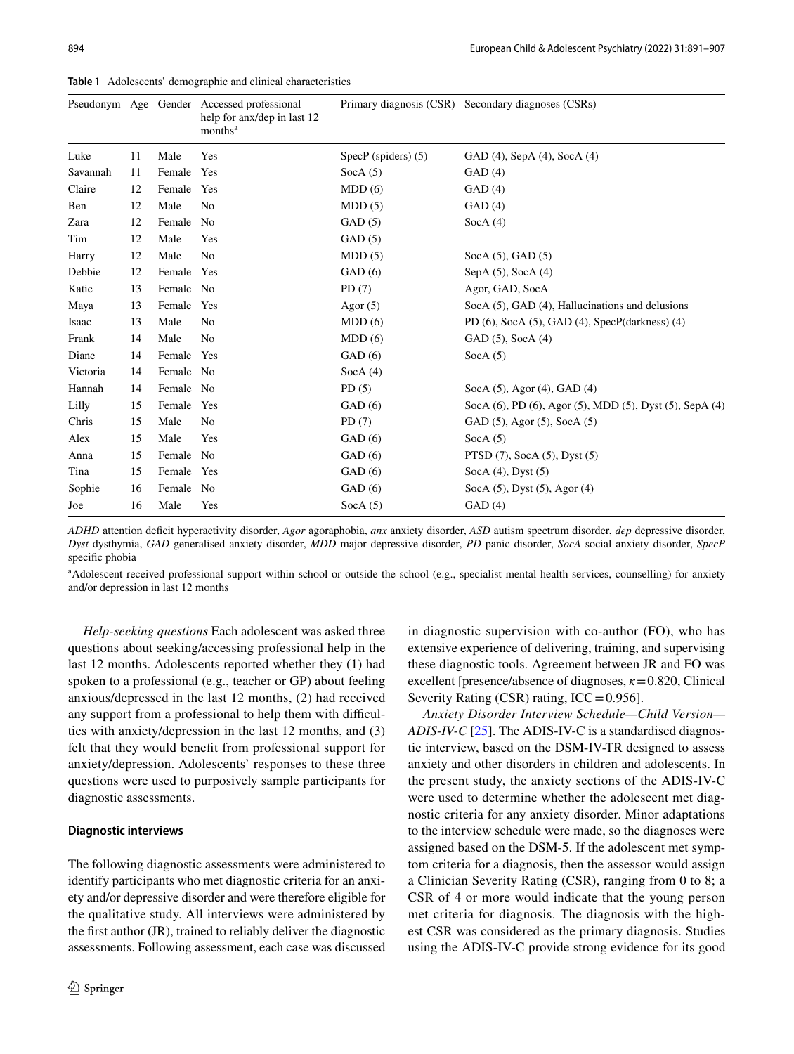**Table 1** Adolescents' demographic and clinical characteristics

| Pseudonym | Age | Gender | Accessed professional help for anx/dep in last 12 months[a] | Primary diagnosis (CSR) | Secondary diagnoses (CSRs) |
|---|---|---|---|---|---|
| Luke | 11 | Male | Yes | SpecP (spiders) (5) | GAD (4), SepA (4), SocA (4) |
| Savannah | 11 | Female | Yes | SocA (5) | GAD (4) |
| Claire | 12 | Female | Yes | MDD (6) | GAD (4) |
| Ben | 12 | Male | No | MDD (5) | GAD (4) |
| Zara | 12 | Female | No | GAD (5) | SocA (4) |
| Tim | 12 | Male | Yes | GAD (5) | |
| Harry | 12 | Male | No | MDD (5) | SocA (5), GAD (5) |
| Debbie | 12 | Female | Yes | GAD (6) | SepA (5), SocA (4) |
| Katie | 13 | Female | No | PD (7) | Agor, GAD, SocA |
| Maya | 13 | Female | Yes | Agor (5) | SocA (5), GAD (4), Hallucinations and delusions |
| Isaac | 13 | Male | No | MDD (6) | PD (6), SocA (5), GAD (4), SpecP(darkness) (4) |
| Frank | 14 | Male | No | MDD (6) | GAD (5), SocA (4) |
| Diane | 14 | Female | Yes | GAD (6) | SocA (5) |
| Victoria | 14 | Female | No | SocA (4) | |
| Hannah | 14 | Female | No | PD (5) | SocA (5), Agor (4), GAD (4) |
| Lilly | 15 | Female | Yes | GAD (6) | SocA (6), PD (6), Agor (5), MDD (5), Dyst (5), SepA (4) |
| Chris | 15 | Male | No | PD (7) | GAD (5), Agor (5), SocA (5) |
| Alex | 15 | Male | Yes | GAD (6) | SocA (5) |
| Anna | 15 | Female | No | GAD (6) | PTSD (7), SocA (5), Dyst (5) |
| Tina | 15 | Female | Yes | GAD (6) | SocA (4), Dyst (5) |
| Sophie | 16 | Female | No | GAD (6) | SocA (5), Dyst (5), Agor (4) |
| Joe | 16 | Male | Yes | SocA (5) | GAD (4) |

*ADHD* attention deficit hyperactivity disorder, *Agor* agoraphobia, *anx* anxiety disorder, *ASD* autism spectrum disorder, *dep* depressive disorder, *Dyst* dysthymia, *GAD* generalised anxiety disorder, *MDD* major depressive disorder, *PD* panic disorder, *SocA* social anxiety disorder, *SpecP* specific phobia

[a]Adolescent received professional support within school or outside the school (e.g., specialist mental health services, counselling) for anxiety and/or depression in last 12 months

*Help-seeking questions* Each adolescent was asked three questions about seeking/accessing professional help in the last 12 months. Adolescents reported whether they (1) had spoken to a professional (e.g., teacher or GP) about feeling anxious/depressed in the last 12 months, (2) had received any support from a professional to help them with difficulties with anxiety/depression in the last 12 months, and (3) felt that they would benefit from professional support for anxiety/depression. Adolescents' responses to these three questions were used to purposively sample participants for diagnostic assessments.

#### Diagnostic interviews

The following diagnostic assessments were administered to identify participants who met diagnostic criteria for an anxiety and/or depressive disorder and were therefore eligible for the qualitative study. All interviews were administered by the first author (JR), trained to reliably deliver the diagnostic assessments. Following assessment, each case was discussed in diagnostic supervision with co-author (FO), who has extensive experience of delivering, training, and supervising these diagnostic tools. Agreement between JR and FO was excellent [presence/absence of diagnoses, $\kappa = 0.820$, Clinical Severity Rating (CSR) rating, ICC = 0.956].

*Anxiety Disorder Interview Schedule—Child Version—ADIS-IV-C* [25]. The ADIS-IV-C is a standardised diagnostic interview, based on the DSM-IV-TR designed to assess anxiety and other disorders in children and adolescents. In the present study, the anxiety sections of the ADIS-IV-C were used to determine whether the adolescent met diagnostic criteria for any anxiety disorder. Minor adaptations to the interview schedule were made, so the diagnoses were assigned based on the DSM-5. If the adolescent met symptom criteria for a diagnosis, then the assessor would assign a Clinician Severity Rating (CSR), ranging from 0 to 8; a CSR of 4 or more would indicate that the young person met criteria for diagnosis. The diagnosis with the highest CSR was considered as the primary diagnosis. Studies using the ADIS-IV-C provide strong evidence for its good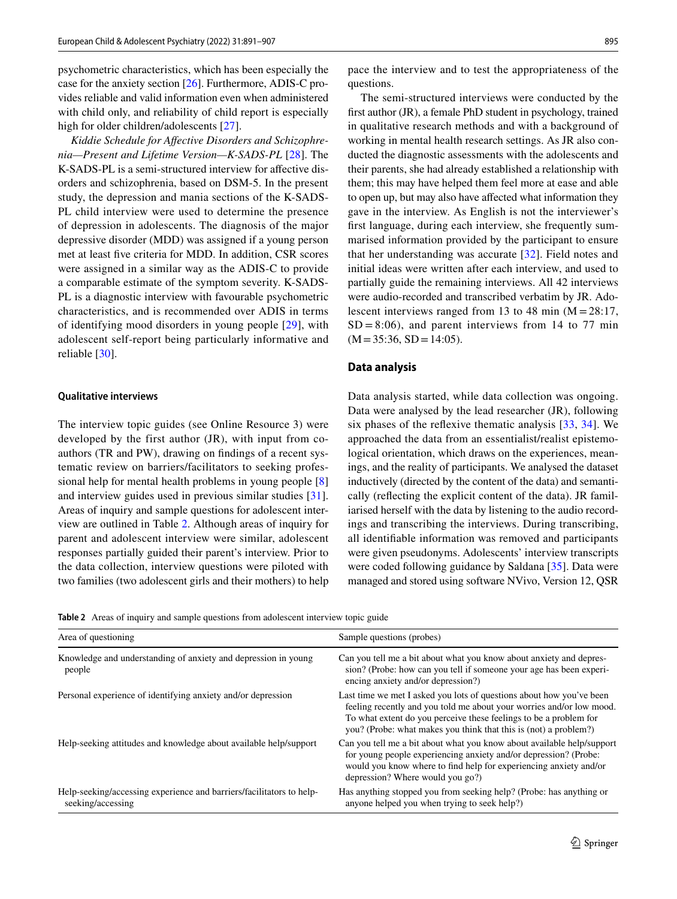psychometric characteristics, which has been especially the case for the anxiety section [26]. Furthermore, ADIS-C provides reliable and valid information even when administered with child only, and reliability of child report is especially high for older children/adolescents [27].

*Kiddie Schedule for Affective Disorders and Schizophrenia—Present and Lifetime Version—K-SADS-PL* [28]. The K-SADS-PL is a semi-structured interview for affective disorders and schizophrenia, based on DSM-5. In the present study, the depression and mania sections of the K-SADS-PL child interview were used to determine the presence of depression in adolescents. The diagnosis of the major depressive disorder (MDD) was assigned if a young person met at least five criteria for MDD. In addition, CSR scores were assigned in a similar way as the ADIS-C to provide a comparable estimate of the symptom severity. K-SADS-PL is a diagnostic interview with favourable psychometric characteristics, and is recommended over ADIS in terms of identifying mood disorders in young people [29], with adolescent self-report being particularly informative and reliable [30].

### Qualitative interviews

The interview topic guides (see Online Resource 3) were developed by the first author (JR), with input from co-authors (TR and PW), drawing on findings of a recent systematic review on barriers/facilitators to seeking professional help for mental health problems in young people [8] and interview guides used in previous similar studies [31]. Areas of inquiry and sample questions for adolescent interview are outlined in Table 2. Although areas of inquiry for parent and adolescent interview were similar, adolescent responses partially guided their parent's interview. Prior to the data collection, interview questions were piloted with two families (two adolescent girls and their mothers) to help pace the interview and to test the appropriateness of the questions.

The semi-structured interviews were conducted by the first author (JR), a female PhD student in psychology, trained in qualitative research methods and with a background of working in mental health research settings. As JR also conducted the diagnostic assessments with the adolescents and their parents, she had already established a relationship with them; this may have helped them feel more at ease and able to open up, but may also have affected what information they gave in the interview. As English is not the interviewer's first language, during each interview, she frequently summarised information provided by the participant to ensure that her understanding was accurate [32]. Field notes and initial ideas were written after each interview, and used to partially guide the remaining interviews. All 42 interviews were audio-recorded and transcribed verbatim by JR. Adolescent interviews ranged from 13 to 48 min (M = 28:17, SD = 8:06), and parent interviews from 14 to 77 min (M = 35:36, SD = 14:05).

## Data analysis

Data analysis started, while data collection was ongoing. Data were analysed by the lead researcher (JR), following six phases of the reflexive thematic analysis [33, 34]. We approached the data from an essentialist/realist epistemological orientation, which draws on the experiences, meanings, and the reality of participants. We analysed the dataset inductively (directed by the content of the data) and semantically (reflecting the explicit content of the data). JR familiarised herself with the data by listening to the audio recordings and transcribing the interviews. During transcribing, all identifiable information was removed and participants were given pseudonyms. Adolescents' interview transcripts were coded following guidance by Saldana [35]. Data were managed and stored using software NVivo, Version 12, QSR

**Table 2** Areas of inquiry and sample questions from adolescent interview topic guide

| Area of questioning | Sample questions (probes) |
|---|---|
| Knowledge and understanding of anxiety and depression in young people | Can you tell me a bit about what you know about anxiety and depression? (Probe: how can you tell if someone your age has been experiencing anxiety and/or depression?) |
| Personal experience of identifying anxiety and/or depression | Last time we met I asked you lots of questions about how you've been feeling recently and you told me about your worries and/or low mood. To what extent do you perceive these feelings to be a problem for you? (Probe: what makes you think that this is (not) a problem?) |
| Help-seeking attitudes and knowledge about available help/support | Can you tell me a bit about what you know about available help/support for young people experiencing anxiety and/or depression? (Probe: would you know where to find help for experiencing anxiety and/or depression? Where would you go?) |
| Help-seeking/accessing experience and barriers/facilitators to help-seeking/accessing | Has anything stopped you from seeking help? (Probe: has anything or anyone helped you when trying to seek help?) |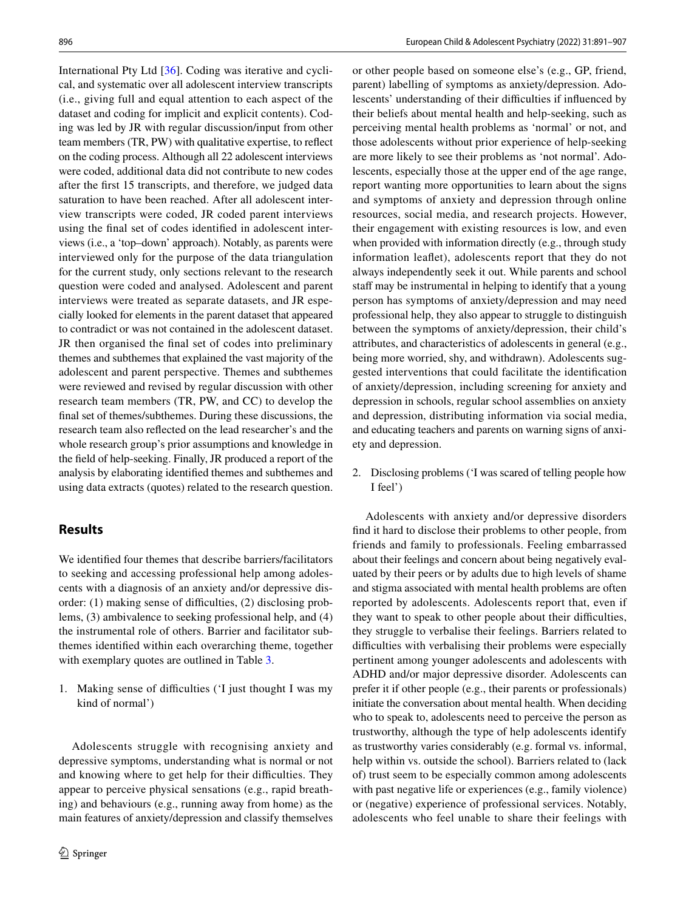International Pty Ltd [36]. Coding was iterative and cyclical, and systematic over all adolescent interview transcripts (i.e., giving full and equal attention to each aspect of the dataset and coding for implicit and explicit contents). Coding was led by JR with regular discussion/input from other team members (TR, PW) with qualitative expertise, to reflect on the coding process. Although all 22 adolescent interviews were coded, additional data did not contribute to new codes after the first 15 transcripts, and therefore, we judged data saturation to have been reached. After all adolescent interview transcripts were coded, JR coded parent interviews using the final set of codes identified in adolescent interviews (i.e., a 'top–down' approach). Notably, as parents were interviewed only for the purpose of the data triangulation for the current study, only sections relevant to the research question were coded and analysed. Adolescent and parent interviews were treated as separate datasets, and JR especially looked for elements in the parent dataset that appeared to contradict or was not contained in the adolescent dataset. JR then organised the final set of codes into preliminary themes and subthemes that explained the vast majority of the adolescent and parent perspective. Themes and subthemes were reviewed and revised by regular discussion with other research team members (TR, PW, and CC) to develop the final set of themes/subthemes. During these discussions, the research team also reflected on the lead researcher's and the whole research group's prior assumptions and knowledge in the field of help-seeking. Finally, JR produced a report of the analysis by elaborating identified themes and subthemes and using data extracts (quotes) related to the research question.

## Results

We identified four themes that describe barriers/facilitators to seeking and accessing professional help among adolescents with a diagnosis of an anxiety and/or depressive disorder: (1) making sense of difficulties, (2) disclosing problems, (3) ambivalence to seeking professional help, and (4) the instrumental role of others. Barrier and facilitator subthemes identified within each overarching theme, together with exemplary quotes are outlined in Table 3.

1. Making sense of difficulties ('I just thought I was my kind of normal')

Adolescents struggle with recognising anxiety and depressive symptoms, understanding what is normal or not and knowing where to get help for their difficulties. They appear to perceive physical sensations (e.g., rapid breathing) and behaviours (e.g., running away from home) as the main features of anxiety/depression and classify themselves or other people based on someone else's (e.g., GP, friend, parent) labelling of symptoms as anxiety/depression. Adolescents' understanding of their difficulties if influenced by their beliefs about mental health and help-seeking, such as perceiving mental health problems as 'normal' or not, and those adolescents without prior experience of help-seeking are more likely to see their problems as 'not normal'. Adolescents, especially those at the upper end of the age range, report wanting more opportunities to learn about the signs and symptoms of anxiety and depression through online resources, social media, and research projects. However, their engagement with existing resources is low, and even when provided with information directly (e.g., through study information leaflet), adolescents report that they do not always independently seek it out. While parents and school staff may be instrumental in helping to identify that a young person has symptoms of anxiety/depression and may need professional help, they also appear to struggle to distinguish between the symptoms of anxiety/depression, their child's attributes, and characteristics of adolescents in general (e.g., being more worried, shy, and withdrawn). Adolescents suggested interventions that could facilitate the identification of anxiety/depression, including screening for anxiety and depression in schools, regular school assemblies on anxiety and depression, distributing information via social media, and educating teachers and parents on warning signs of anxiety and depression.

2. Disclosing problems ('I was scared of telling people how I feel')

Adolescents with anxiety and/or depressive disorders find it hard to disclose their problems to other people, from friends and family to professionals. Feeling embarrassed about their feelings and concern about being negatively evaluated by their peers or by adults due to high levels of shame and stigma associated with mental health problems are often reported by adolescents. Adolescents report that, even if they want to speak to other people about their difficulties, they struggle to verbalise their feelings. Barriers related to difficulties with verbalising their problems were especially pertinent among younger adolescents and adolescents with ADHD and/or major depressive disorder. Adolescents can prefer it if other people (e.g., their parents or professionals) initiate the conversation about mental health. When deciding who to speak to, adolescents need to perceive the person as trustworthy, although the type of help adolescents identify as trustworthy varies considerably (e.g. formal vs. informal, help within vs. outside the school). Barriers related to (lack of) trust seem to be especially common among adolescents with past negative life or experiences (e.g., family violence) or (negative) experience of professional services. Notably, adolescents who feel unable to share their feelings with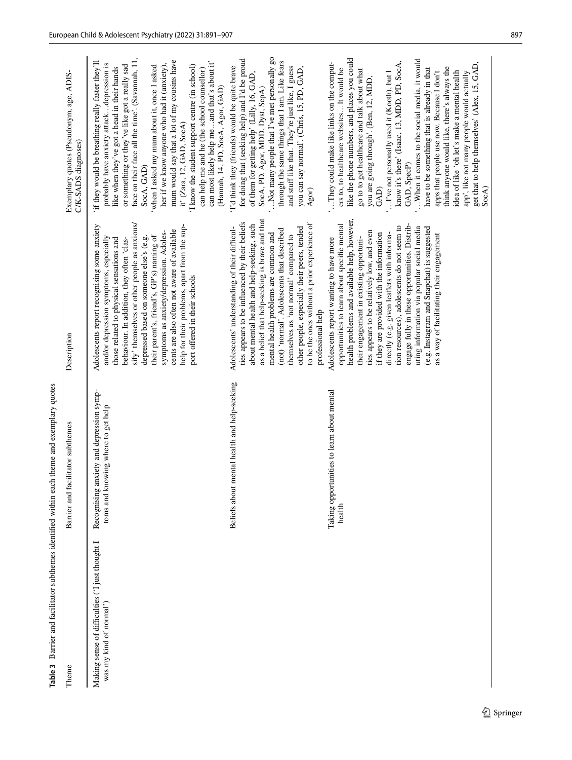**Table 3** Barrier and facilitator subthemes identified within each theme and exemplary quotes

| Theme | Barrier and facilitator subthemes | Description | Exemplary quotes (Pseudonym, age, ADIS-C/K-SADS diagnoses) |
|---|---|---|---|
| Making sense of difficulties ('I just thought I was my kind of normal') | Recognising anxiety and depression symptoms and knowing where to get help | Adolescents report recognising some anxiety and/or depression symptoms, especially those related to physical sensations and behaviour. In addition, they often 'classify' themselves or other people as anxious/depressed based on someone else's (e.g. their parent's, friend's, GP's) naming of symptoms as anxiety/depression. Adolescents are also often not aware of available help for their problems, apart from the support offered in their schools | 'if they would be breathing really faster they'll probably have anxiety attack…depression is like when they've got a head in their hands or something or they've like got a really sad face on their face all the time' (Savannah, 11, SocA, GAD)<br>'when I asked my mum about it, once I asked her if we know anyone who had it (anxiety), mum would say that a lot of my cousins have it' (Zara, 12, GAD, SocA)<br>'I know the student support centre (in school) can help me and he (the school counsellor) can most likely help me…and that's about it' (Hannah, 14, PD, SocA, Agor, GAD) |
| | Beliefs about mental health and help-seeking | Adolescents' understanding of their difficulties appears to be influenced by their beliefs about mental health and help-seeking, such as a belief that help-seeking is brave and that mental health problems are common and (not) 'normal'. Adolescents that described themselves as 'not normal' compared to other people, especially their peers, tended to be the ones without a prior experience of professional help | 'I'd think they (friends) would be quite brave for doing that (seeking help) and I'd be proud of them for getting help' (Lilly, 16, GAD, SocA, PD, Agor, MDD, Dyst, SepA)<br>'…Not many people that I've met personally go through the same things that I am. Like fears and stuff like that. They're just like, I guess you can say normal'. (Chris, 15, PD, GAD, Agor) |
| | Taking opportunities to learn about mental health | Adolescents report wanting to have more opportunities to learn about specific mental health problems and available help, however, their engagement in existing opportunities appears to be relatively low, and even if they are provided with the information directly (e.g. given leaflets with information resources), adolescents do not seem to engage fully in these opportunities. Distributing information via popular social media (e.g. Instagram and Snapchat) is suggested as a way of facilitating their engagement | '…They could make like links on the computers to, to healthcare websites…It would be like the phone numbers, and places you could go to to get healthcare and talk about what you are going through'. (Ben, 12, MDD, GAD)<br>'…I've not personally used it (Kooth), but I know it's there' (Isaac, 13, MDD, PD, SocA, GAD, SpecP)<br>'…When it comes to the social media, it would have to be something that is already in that apps that people use now. Because I don't think anyone would like, there's always the idea of like 'oh let's make a mental health app', like not many people would actually get that to help themselves' (Alex, 15, GAD, SocA) |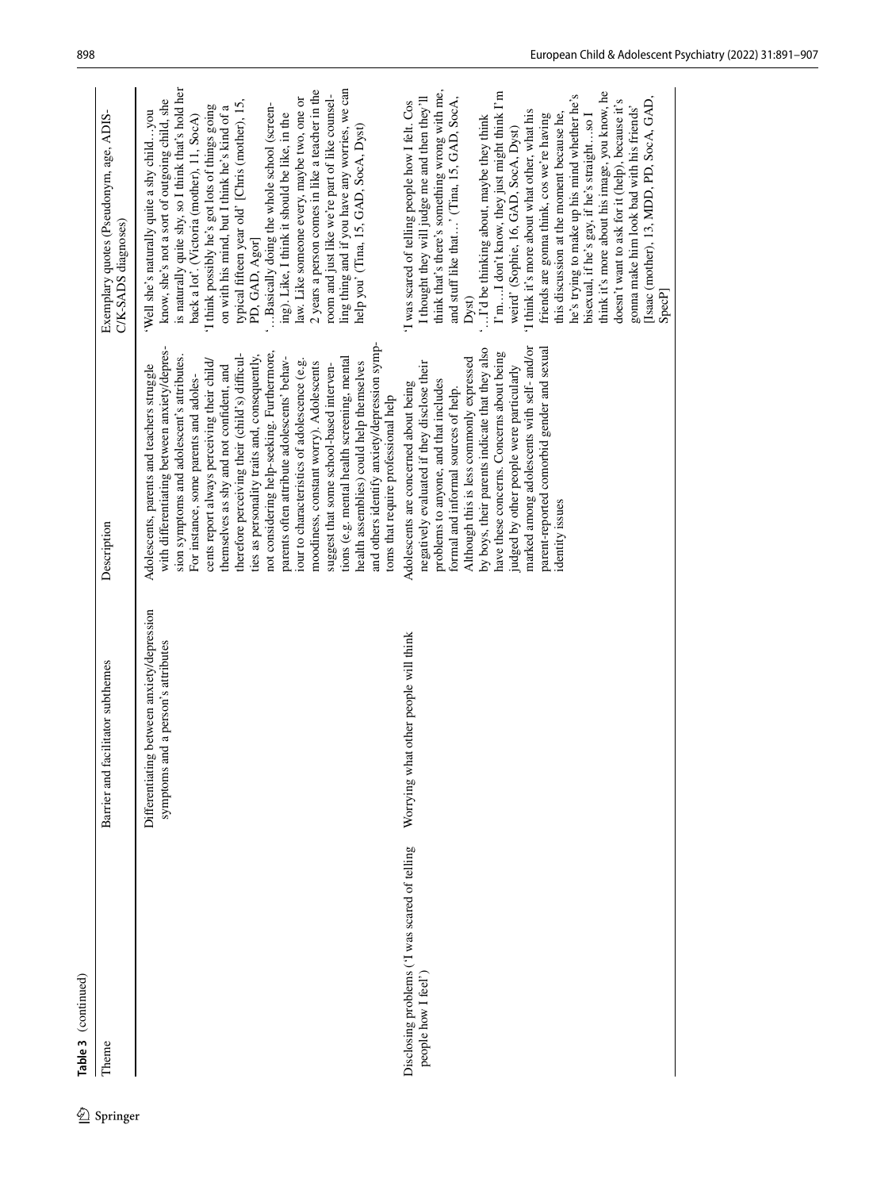**Table 3** (continued)

| Theme | Barrier and facilitator subthemes | Description | Exemplary quotes (Pseudonym, age, ADIS-C/K-SADS diagnoses) |
|---|---|---|---|
| | Differentiating between anxiety/depression symptoms and a person's attributes | Adolescents, parents and teachers struggle with differentiating between anxiety/depression symptoms and adolescent's attributes. For instance, some parents and adolescents report always perceiving their child/themselves as shy and not confident, and therefore perceiving their (child's) difficulties as personality traits and, consequently, not considering help-seeking. Furthermore, parents often attribute adolescents' behaviour to characteristics of adolescence (e.g. moodiness, constant worry). Adolescents suggest that some school-based interventions (e.g. mental health screening, mental health assemblies) could help themselves and others identify anxiety/depression symptoms that require professional help | 'Well she's naturally quite a shy child…you know, she's not a sort of outgoing child, she is naturally quite shy, so I think that's hold her back a lot'. (Victoria (mother), 11, SocA)<br>'I think possibly he's got lots of things going on with his mind, but I think he's kind of a typical fifteen year old' [Chris (mother), 15, PD, GAD, Agor]<br>'…Basically doing the whole school (screening). Like, I think it should be like, in the law. Like someone every, maybe two, one or 2 years a person comes in like a teacher in the room and just like we're part of like counselling thing and if you have any worries, we can help you' (Tina, 15, GAD, SocA, Dyst) |
| Disclosing problems ('I was scared of telling people how I feel') | Worrying what other people will think | Adolescents are concerned about being negatively evaluated if they disclose their problems to anyone, and that includes formal and informal sources of help. Although this is less commonly expressed by boys, their parents indicate that they also have these concerns. Concerns about being judged by other people were particularly marked among adolescents with self- and/or parent-reported comorbid gender and sexual identity issues | 'I was scared of telling people how I felt. Cos I thought they will judge me and then they'll think that there's something wrong with me, and stuff like that…' (Tina, 15, GAD, SocA, Dyst)<br>'…I'd be thinking about, maybe they think I'm…I don't know, they just might think I'm weird' (Sophie, 16, GAD, SocA, Dyst)<br>'I think it's more about what other, what his friends are gonna think, cos we're having this discussion at the moment because he, he's trying to make up his mind whether he's bisexual, if he's gay, if he's straight…so I think it's more about his image, you know, he doesn't want to ask for it (help), because it's gonna make him look bad with his friends' [Isaac (mother), 13, MDD, PD, SocA, GAD, SpecP] |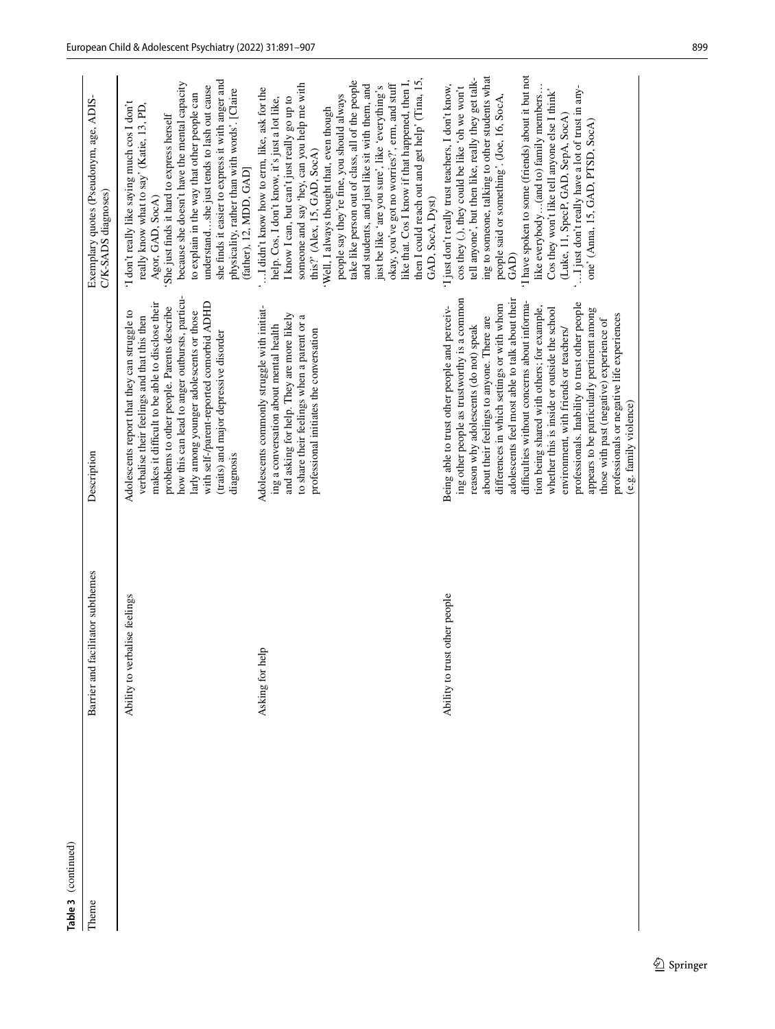**Table 3** (continued)

| Theme | Barrier and facilitator subthemes | Description | Exemplary quotes (Pseudonym, age, ADIS-C/K-SADS diagnoses) |
|---|---|---|---|
| | Ability to verbalise feelings | Adolescents report that they can struggle to verbalise their feelings and that this then makes it difficult to be able to disclose their problems to other people. Parents describe how this can lead to anger outbursts, particularly among younger adolescents or those with self-/parent-reported comorbid ADHD (traits) and major depressive disorder diagnosis | 'I don't really like saying much cos I don't really know what to say' (Katie, 13, PD, Agor, GAD, SocA)<br>'She just finds it hard to express herself because she doesn't have the mental capacity to explain in the way that other people can understand…she just tends to lash out cause she finds it easier to express it with anger and physicality, rather than with words'. [Claire (father), 12, MDD, GAD] |
| | Asking for help | Adolescents commonly struggle with initiating a conversation about mental health and asking for help. They are more likely to share their feelings when a parent or a professional initiates the conversation | '…I didn't know how to erm, like, ask for the help. Cos, I don't know, it's just a lot like, I know I can, but can't just really go up to someone and say 'hey, can you help me with this?' (Alex, 15, GAD, SocA)<br>'Well, I always thought that, even though people say they're fine, you should always take like person out of class, all of the people and students, and just like sit with them, and just be like 'are you sure', like 'everything's okay, you've got no worries?', erm, and stuff like that. Cos I know if that happened, then I, then I could reach out and get help' (Tina, 15, GAD, SocA, Dyst) |
| | Ability to trust other people | Being able to trust other people and perceiving other people as trustworthy is a common reason why adolescents (do not) speak about their feelings to anyone. There are differences in which settings or with whom adolescents feel most able to talk about their difficulties without concerns about information being shared with others; for example, whether this is inside or outside the school environment, with friends or teachers/professionals. Inability to trust other people appears to be particularly pertinent among those with past (negative) experience of professionals or negative life experiences (e.g. family violence) | 'I just don't really trust teachers, I don't know, cos they (.), they could be like 'oh we won't tell anyone', but then like, really they get talking to someone, talking to other students what people said or something'. (Joe, 16, SocA, GAD)<br>'I have spoken to some (friends) about it but not like everybody…(and to) family members… Cos they won't like tell anyone else I think' (Luke, 11, SpecP, GAD, SepA, SocA)<br>'…I just don't really have a lot of trust in anyone' (Anna, 15, GAD, PTSD, SocA) |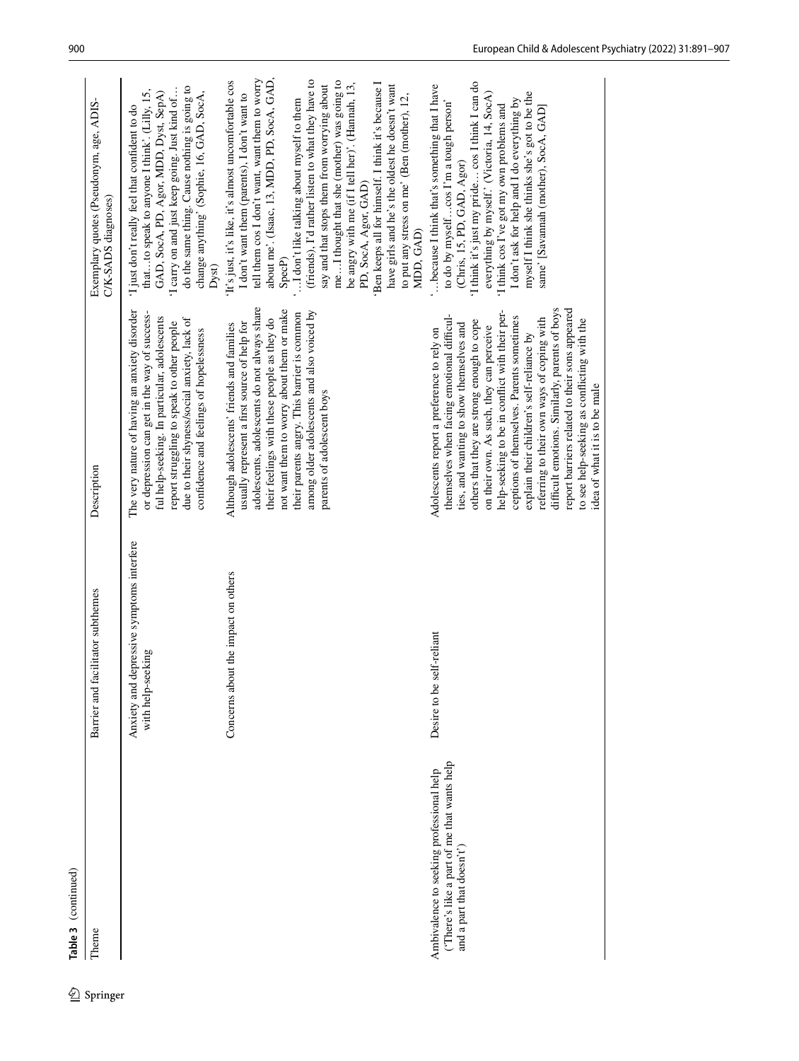**Table 3** (continued)

| Theme | Barrier and facilitator subthemes | Description | Exemplary quotes (Pseudonym, age, ADIS-C/K-SADS diagnoses) |
|---|---|---|---|
| | Anxiety and depressive symptoms interfere with help-seeking | The very nature of having an anxiety disorder or depression can get in the way of successful help-seeking. In particular, adolescents report struggling to speak to other people due to their shyness/social anxiety, lack of confidence and feelings of hopelessness | 'I just don't really feel that confident to do that…to speak to anyone I think'. (Lilly, 15, GAD, SocA, PD, Agor, MDD, Dyst, SepA)<br>'I carry on and just keep going. Just kind of… do the same thing. Cause nothing is going to change anything'. (Sophie, 16, GAD, SocA, Dyst) |
| | Concerns about the impact on others | Although adolescents' friends and families usually represent a first source of help for adolescents, adolescents do not always share their feelings with these people as they do not want them to worry about them or make their parents angry. This barrier is common among older adolescents and also voiced by parents of adolescent boys | 'It's just, it's like, it's almost uncomfortable cos I don't want them (parents), I don't want to tell them cos I don't want, want them to worry about me'. (Isaac, 13, MDD, PD, SocA, GAD, SpecP)<br>'…I don't like talking about myself to them (friends), I'd rather listen to what they have to say and that stops them from worrying about me…I thought that she (mother) was going to be angry with me (if I tell her)'. (Hannah, 13, PD, SocA, Agor, GAD)<br>'Ben keeps all for himself. I think it's because I have girls and he's the oldest he doesn't want to put any stress on me' (Ben (mother), 12, MDD, GAD) |
| Ambivalence to seeking professional help ('There's like a part of me that wants help and a part that doesn't') | Desire to be self-reliant | Adolescents report a preference to rely on themselves when facing emotional difficulties, and wanting to show themselves and others that they are strong enough to cope on their own. As such, they can perceive help-seeking to be in conflict with their perceptions of themselves. Parents sometimes explain their children's self-reliance by referring to their own ways of coping with difficult emotions. Similarly, parents of boys report barriers related to their sons appeared to see help-seeking as conflicting with the idea of what it is to be male | '…because I think that's something that I have to do by myself…cos I'm a tough person' (Chris, 15, PD, GAD, Agor)<br>'I think it's just my pride… cos I think I can do everything by myself.' (Victoria, 14, SocA)<br>'I think cos I've got my own problems and I don't ask for help and I do everything by myself I think she thinks she's got to be the same' [Savannah (mother), SocA, GAD] |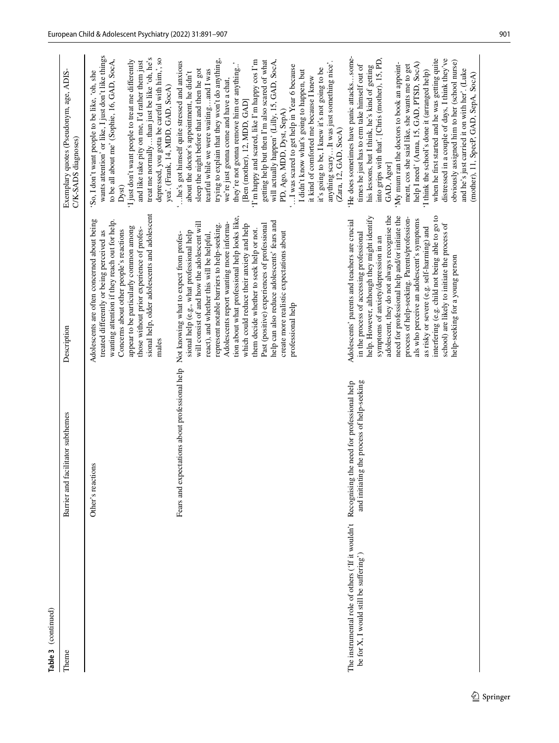**Table 3** (continued)

| Theme | Barrier and facilitator subthemes | Description | Exemplary quotes (Pseudonym, age, ADIS-C/K-SADS diagnoses) |
|---|---|---|---|
| | Other's reactions | Adolescents are often concerned about being treated differently or being perceived as wanting attention if they reach out for help. Concerns about other people's reactions appear to be particularly common among those without prior experience of professional help, older adolescents and adolescent males | 'So, I don't want people to be like, 'oh, she wants attention' or like, I just don't like things to be all about me' (Sophie, 16, GAD, SocA, Dyst)<br>'I just don't want people to treat me differently and like take pity on me, I'd rather them just treat me normally… than just be like 'oh, he's depressed, you gotta be careful with him', so yea'. (Frank, 14, MDD, GAD, SocA) |
| | Fears and expectations about professional help | Not knowing what to expect from professional help (e.g., what professional help will consist of and how the adolescent will react), and whether this will be helpful, represent notable barriers to help-seeking. Adolescents report wanting more information about what professional help looks like, which could reduce their anxiety and help them decide whether to seek help or not. Past (positive) experiences of professional help can also reduce adolescents' fears and create more realistic expectations about professional help | '…he's got himself quite stressed and anxious about the doctor's appointment, he didn't sleep the night before that and then he got tearful while we were waiting…and I was trying to explain that they won't do anything, we're just gonna come and have a chat, they're not gonna remove him or anything..' [Ben (mother), 12, MDD, GAD]<br>'I'm happy and scared, like I'm happy cos I'm getting help but then I'm also scared of what will actually happen' (Lilly, 15, GAD, SocA, PD, Ago, MDD, Dyst, SepA)<br>'…I was scared to get help in Year 6 because I didn't know what's going to happen, but it kind of comforted me because I knew it's going to be, I knew it's not going to be anything scary…It was just something nice'. (Zara, 12, GAD, SocA) |
| The instrumental role of others ('If it wouldn't be for X, I would still be suffering') | Recognising the need for professional help and initiating the process of help-seeking | Adolescents' parents and teachers are crucial in the process of accessing professional help. However, although they might identify symptoms of anxiety/depression in an adolescent, they do not always recognise the need for professional help and/or initiate the process of help-seeking. Parents/professionals who perceive an adolescent's symptoms as risky or severe (e.g. self-harming) and interfering (e.g. child not being able to go to school) are likely to initiate the process of help-seeking for a young person | 'He does sometimes have panic attacks…sometimes he just has to erm take himself out of his lessons, but I think, he's kind of getting into grips with that'. [Chris (mother), 15, PD, GAD, Agor]<br>'My mum ran the doctors to book an appointment, cos she said like, she wants me to get help I need' (Anna, 15, GAD, PTSD, SocA)<br>'I think the school's done it (arranged help) when he first started and he was getting quite distressed in a couple of days, I think they've obviously assigned him to her (school nurse) and he's just carried it on with her'. (Luke (mother), 11, SpecP, GAD, SepA, SocA) |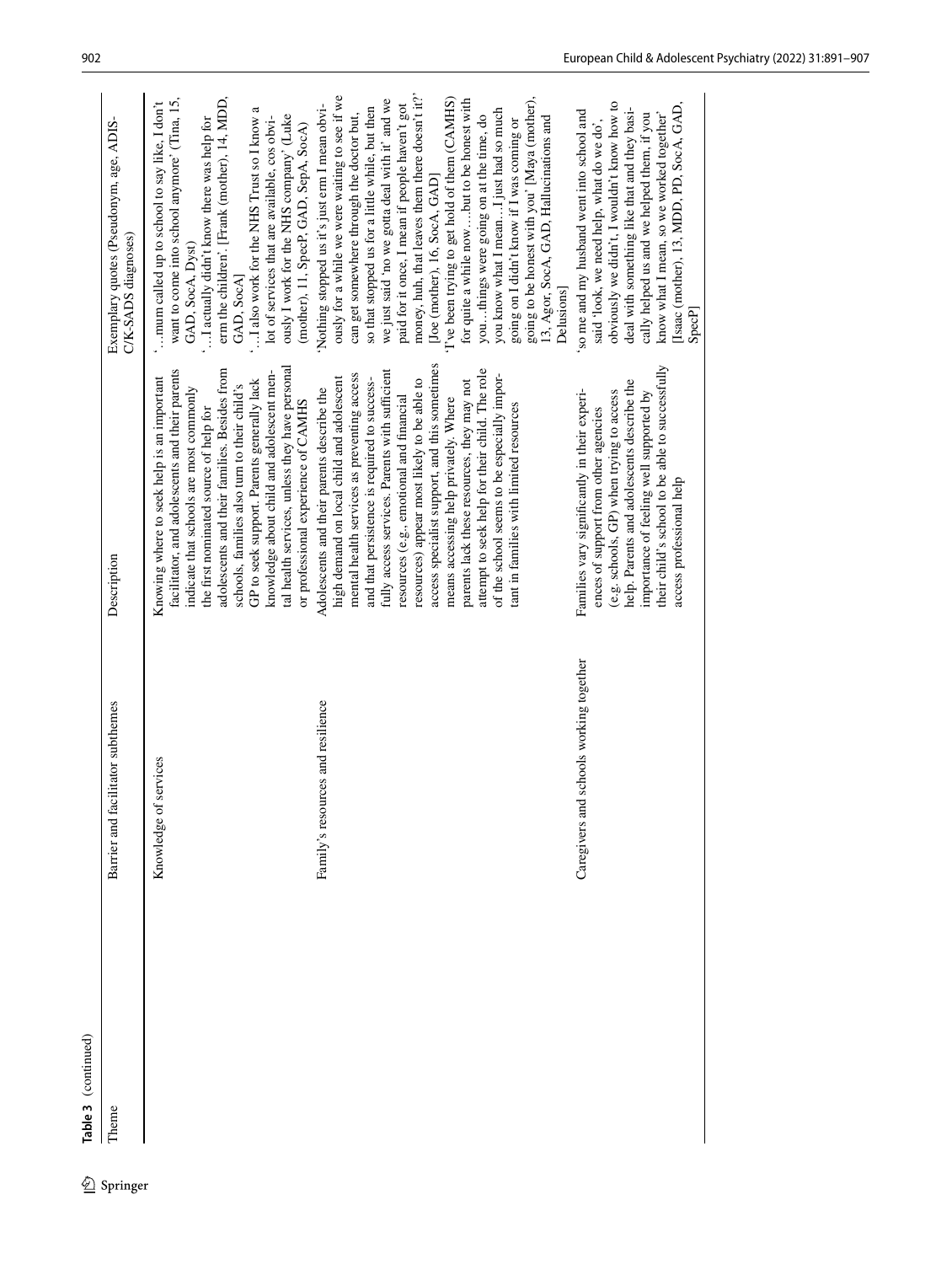**Table 3** (continued)

| Theme | Barrier and facilitator subthemes | Description | Exemplary quotes (Pseudonym, age, ADIS-C/K-SADS diagnoses) |
|---|---|---|---|
| | Knowledge of services | Knowing where to seek help is an important facilitator, and adolescents and their parents indicate that schools are most commonly the first nominated source of help for adolescents and their families. Besides from schools, families also turn to their child's GP to seek support. Parents generally lack knowledge about child and adolescent mental health services, unless they have personal or professional experience of CAMHS | '…mum called up to school to say like, I don't want to come into school anymore' (Tina, 15, GAD, SocA, Dyst)<br>'…I actually didn't know there was help for erm the children'. [Frank (mother), 14, MDD, GAD, SocA]<br>'…I also work for the NHS Trust so I know a lot of services that are available, cos obviously I work for the NHS company' (Luke (mother), 11, SpecP, GAD, SepA, SocA) |
| | Family's resources and resilience | Adolescents and their parents describe the high demand on local child and adolescent mental health services as preventing access and that persistence is required to successfully access services. Parents with sufficient resources (e.g., emotional and financial resources) appear most likely to be able to access specialist support, and this sometimes means accessing help privately. Where parents lack these resources, they may not attempt to seek help for their child. The role of the school seems to be especially important in families with limited resources | 'Nothing stopped us it's just erm I mean obviously for a while we were waiting to see if we can get somewhere through the doctor but, so that stopped us for a little while, but then we just said 'no we gotta deal with it' and we paid for it once, I mean if people haven't got money, huh, that leaves them there doesn't it?' [Joe (mother), 16, SocA, GAD]<br>'I've been trying to get hold of them (CAMHS) for quite a while now….but to be honest with you…things were going on at the time, do you know what I mean…I just had so much going on I didn't know if I was coming or going to be honest with you' [Maya (mother), 13, Agor, SocA, GAD, Hallucinations and Delusions] |
| | Caregivers and schools working together | Families vary significantly in their experiences of support from other agencies (e.g. schools, GP) when trying to access help. Parents and adolescents describe the importance of feeling well supported by their child's school to be able to successfully access professional help | 'so me and my husband went into school and said 'look, we need help, what do we do', obviously we didn't, I wouldn't know how to deal with something like that and they basically helped us and we helped them, if you know what I mean, so we worked together' [Isaac (mother), 13, MDD, PD, SocA, GAD, SpecP] |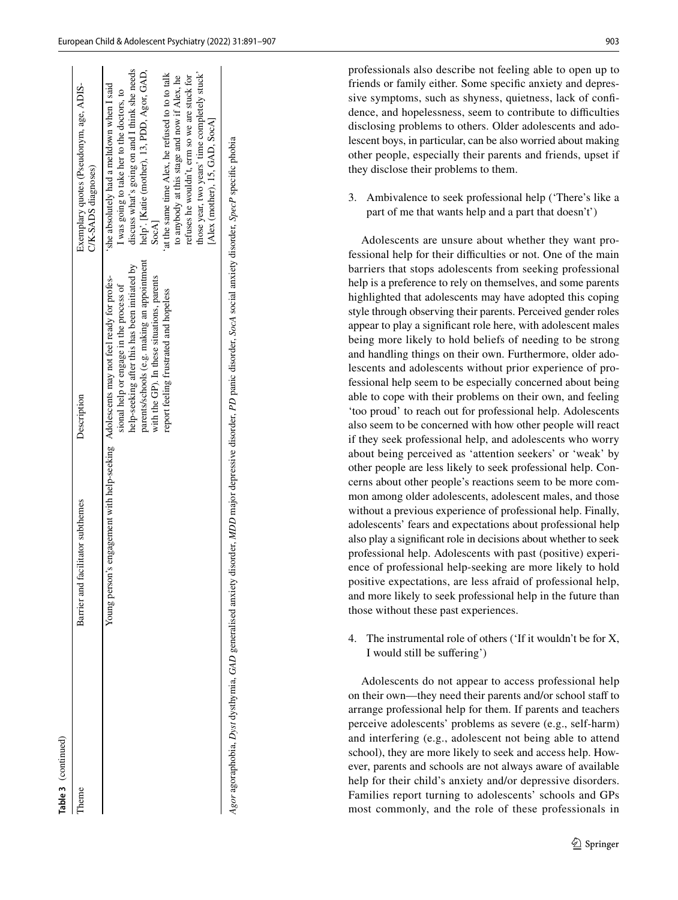**Table 3** (continued)

| Theme | Barrier and facilitator subthemes | Description | Exemplary quotes (Pseudonym, age, ADIS-C/K-SADS diagnoses) |
| --- | --- | --- | --- |
| | Young person's engagement with help-seeking | Adolescents may not feel ready for professional help or engage in the process of help-seeking after this has been initiated by parents/schools (e.g. making an appointment with the GP). In these situations, parents report feeling frustrated and hopeless | 'she absolutely had a meltdown when I said I was going to take her to the doctors, to discuss what's going on and I think she needs help'. [Katie (mother), 13, PDD, Agor, GAD, SocA]<br>'at the same time Alex, he refused to to to talk to anybody at this stage and now if Alex, he refuses he wouldn't, erm so we are stuck for those year, two years' time completely stuck' [Alex (mother), 15, GAD, SocA] |

*Agor* agoraphobia, *Dyst* dysthymia, *GAD* generalised anxiety disorder, *MDD* major depressive disorder, *PD* panic disorder, *SocA* social anxiety disorder, *SpecP* specific phobia

professionals also describe not feeling able to open up to friends or family either. Some specific anxiety and depressive symptoms, such as shyness, quietness, lack of confidence, and hopelessness, seem to contribute to difficulties disclosing problems to others. Older adolescents and adolescent boys, in particular, can be also worried about making other people, especially their parents and friends, upset if they disclose their problems to them.

3. Ambivalence to seek professional help ('There's like a part of me that wants help and a part that doesn't')

Adolescents are unsure about whether they want professional help for their difficulties or not. One of the main barriers that stops adolescents from seeking professional help is a preference to rely on themselves, and some parents highlighted that adolescents may have adopted this coping style through observing their parents. Perceived gender roles appear to play a significant role here, with adolescent males being more likely to hold beliefs of needing to be strong and handling things on their own. Furthermore, older adolescents and adolescents without prior experience of professional help seem to be especially concerned about being able to cope with their problems on their own, and feeling 'too proud' to reach out for professional help. Adolescents also seem to be concerned with how other people will react if they seek professional help, and adolescents who worry about being perceived as 'attention seekers' or 'weak' by other people are less likely to seek professional help. Concerns about other people's reactions seem to be more common among older adolescents, adolescent males, and those without a previous experience of professional help. Finally, adolescents' fears and expectations about professional help also play a significant role in decisions about whether to seek professional help. Adolescents with past (positive) experience of professional help-seeking are more likely to hold positive expectations, are less afraid of professional help, and more likely to seek professional help in the future than those without these past experiences.

4. The instrumental role of others ('If it wouldn't be for X, I would still be suffering')

Adolescents do not appear to access professional help on their own—they need their parents and/or school staff to arrange professional help for them. If parents and teachers perceive adolescents' problems as severe (e.g., self-harm) and interfering (e.g., adolescent not being able to attend school), they are more likely to seek and access help. However, parents and schools are not always aware of available help for their child's anxiety and/or depressive disorders. Families report turning to adolescents' schools and GPs most commonly, and the role of these professionals in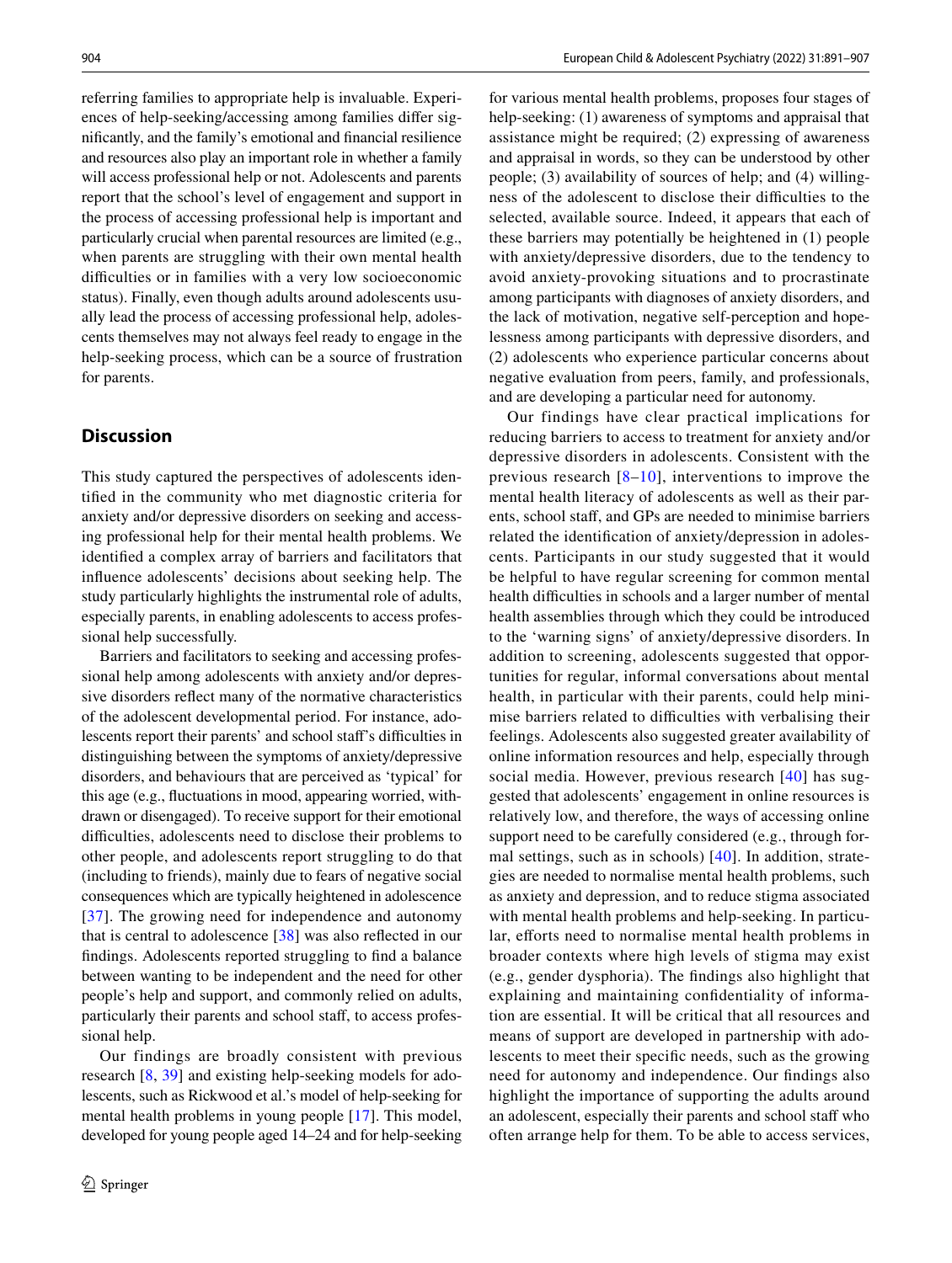referring families to appropriate help is invaluable. Experiences of help-seeking/accessing among families differ significantly, and the family's emotional and financial resilience and resources also play an important role in whether a family will access professional help or not. Adolescents and parents report that the school's level of engagement and support in the process of accessing professional help is important and particularly crucial when parental resources are limited (e.g., when parents are struggling with their own mental health difficulties or in families with a very low socioeconomic status). Finally, even though adults around adolescents usually lead the process of accessing professional help, adolescents themselves may not always feel ready to engage in the help-seeking process, which can be a source of frustration for parents.

## Discussion

This study captured the perspectives of adolescents identified in the community who met diagnostic criteria for anxiety and/or depressive disorders on seeking and accessing professional help for their mental health problems. We identified a complex array of barriers and facilitators that influence adolescents' decisions about seeking help. The study particularly highlights the instrumental role of adults, especially parents, in enabling adolescents to access professional help successfully.

Barriers and facilitators to seeking and accessing professional help among adolescents with anxiety and/or depressive disorders reflect many of the normative characteristics of the adolescent developmental period. For instance, adolescents report their parents' and school staff's difficulties in distinguishing between the symptoms of anxiety/depressive disorders, and behaviours that are perceived as 'typical' for this age (e.g., fluctuations in mood, appearing worried, withdrawn or disengaged). To receive support for their emotional difficulties, adolescents need to disclose their problems to other people, and adolescents report struggling to do that (including to friends), mainly due to fears of negative social consequences which are typically heightened in adolescence [37]. The growing need for independence and autonomy that is central to adolescence [38] was also reflected in our findings. Adolescents reported struggling to find a balance between wanting to be independent and the need for other people's help and support, and commonly relied on adults, particularly their parents and school staff, to access professional help.

Our findings are broadly consistent with previous research [8, 39] and existing help-seeking models for adolescents, such as Rickwood et al.'s model of help-seeking for mental health problems in young people [17]. This model, developed for young people aged 14–24 and for help-seeking for various mental health problems, proposes four stages of help-seeking: (1) awareness of symptoms and appraisal that assistance might be required; (2) expressing of awareness and appraisal in words, so they can be understood by other people; (3) availability of sources of help; and (4) willingness of the adolescent to disclose their difficulties to the selected, available source. Indeed, it appears that each of these barriers may potentially be heightened in (1) people with anxiety/depressive disorders, due to the tendency to avoid anxiety-provoking situations and to procrastinate among participants with diagnoses of anxiety disorders, and the lack of motivation, negative self-perception and hopelessness among participants with depressive disorders, and (2) adolescents who experience particular concerns about negative evaluation from peers, family, and professionals, and are developing a particular need for autonomy.

Our findings have clear practical implications for reducing barriers to access to treatment for anxiety and/or depressive disorders in adolescents. Consistent with the previous research [8–10], interventions to improve the mental health literacy of adolescents as well as their parents, school staff, and GPs are needed to minimise barriers related the identification of anxiety/depression in adolescents. Participants in our study suggested that it would be helpful to have regular screening for common mental health difficulties in schools and a larger number of mental health assemblies through which they could be introduced to the 'warning signs' of anxiety/depressive disorders. In addition to screening, adolescents suggested that opportunities for regular, informal conversations about mental health, in particular with their parents, could help minimise barriers related to difficulties with verbalising their feelings. Adolescents also suggested greater availability of online information resources and help, especially through social media. However, previous research [40] has suggested that adolescents' engagement in online resources is relatively low, and therefore, the ways of accessing online support need to be carefully considered (e.g., through formal settings, such as in schools) [40]. In addition, strategies are needed to normalise mental health problems, such as anxiety and depression, and to reduce stigma associated with mental health problems and help-seeking. In particular, efforts need to normalise mental health problems in broader contexts where high levels of stigma may exist (e.g., gender dysphoria). The findings also highlight that explaining and maintaining confidentiality of information are essential. It will be critical that all resources and means of support are developed in partnership with adolescents to meet their specific needs, such as the growing need for autonomy and independence. Our findings also highlight the importance of supporting the adults around an adolescent, especially their parents and school staff who often arrange help for them. To be able to access services,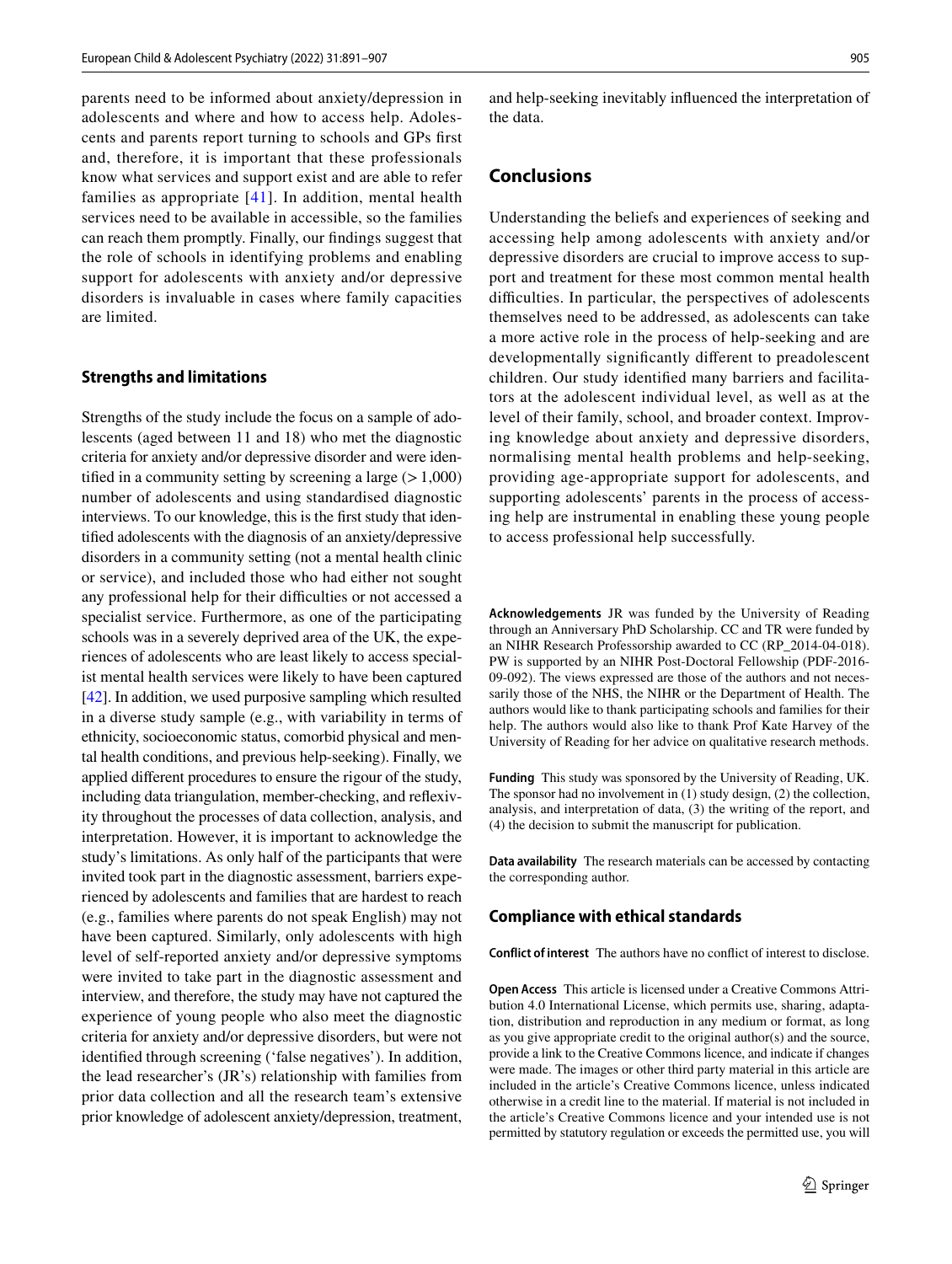parents need to be informed about anxiety/depression in adolescents and where and how to access help. Adolescents and parents report turning to schools and GPs first and, therefore, it is important that these professionals know what services and support exist and are able to refer families as appropriate [41]. In addition, mental health services need to be available in accessible, so the families can reach them promptly. Finally, our findings suggest that the role of schools in identifying problems and enabling support for adolescents with anxiety and/or depressive disorders is invaluable in cases where family capacities are limited.

### Strengths and limitations

Strengths of the study include the focus on a sample of adolescents (aged between 11 and 18) who met the diagnostic criteria for anxiety and/or depressive disorder and were identified in a community setting by screening a large (> 1,000) number of adolescents and using standardised diagnostic interviews. To our knowledge, this is the first study that identified adolescents with the diagnosis of an anxiety/depressive disorders in a community setting (not a mental health clinic or service), and included those who had either not sought any professional help for their difficulties or not accessed a specialist service. Furthermore, as one of the participating schools was in a severely deprived area of the UK, the experiences of adolescents who are least likely to access specialist mental health services were likely to have been captured [42]. In addition, we used purposive sampling which resulted in a diverse study sample (e.g., with variability in terms of ethnicity, socioeconomic status, comorbid physical and mental health conditions, and previous help-seeking). Finally, we applied different procedures to ensure the rigour of the study, including data triangulation, member-checking, and reflexivity throughout the processes of data collection, analysis, and interpretation. However, it is important to acknowledge the study's limitations. As only half of the participants that were invited took part in the diagnostic assessment, barriers experienced by adolescents and families that are hardest to reach (e.g., families where parents do not speak English) may not have been captured. Similarly, only adolescents with high level of self-reported anxiety and/or depressive symptoms were invited to take part in the diagnostic assessment and interview, and therefore, the study may have not captured the experience of young people who also meet the diagnostic criteria for anxiety and/or depressive disorders, but were not identified through screening ('false negatives'). In addition, the lead researcher's (JR's) relationship with families from prior data collection and all the research team's extensive prior knowledge of adolescent anxiety/depression, treatment, and help-seeking inevitably influenced the interpretation of the data.

## Conclusions

Understanding the beliefs and experiences of seeking and accessing help among adolescents with anxiety and/or depressive disorders are crucial to improve access to support and treatment for these most common mental health difficulties. In particular, the perspectives of adolescents themselves need to be addressed, as adolescents can take a more active role in the process of help-seeking and are developmentally significantly different to preadolescent children. Our study identified many barriers and facilitators at the adolescent individual level, as well as at the level of their family, school, and broader context. Improving knowledge about anxiety and depressive disorders, normalising mental health problems and help-seeking, providing age-appropriate support for adolescents, and supporting adolescents' parents in the process of accessing help are instrumental in enabling these young people to access professional help successfully.

**Acknowledgements** JR was funded by the University of Reading through an Anniversary PhD Scholarship. CC and TR were funded by an NIHR Research Professorship awarded to CC (RP_2014-04-018). PW is supported by an NIHR Post-Doctoral Fellowship (PDF-2016-09-092). The views expressed are those of the authors and not necessarily those of the NHS, the NIHR or the Department of Health. The authors would like to thank participating schools and families for their help. The authors would also like to thank Prof Kate Harvey of the University of Reading for her advice on qualitative research methods.

**Funding** This study was sponsored by the University of Reading, UK. The sponsor had no involvement in (1) study design, (2) the collection, analysis, and interpretation of data, (3) the writing of the report, and (4) the decision to submit the manuscript for publication.

**Data availability** The research materials can be accessed by contacting the corresponding author.

### Compliance with ethical standards

**Conflict of interest** The authors have no conflict of interest to disclose.

**Open Access** This article is licensed under a Creative Commons Attribution 4.0 International License, which permits use, sharing, adaptation, distribution and reproduction in any medium or format, as long as you give appropriate credit to the original author(s) and the source, provide a link to the Creative Commons licence, and indicate if changes were made. The images or other third party material in this article are included in the article's Creative Commons licence, unless indicated otherwise in a credit line to the material. If material is not included in the article's Creative Commons licence and your intended use is not permitted by statutory regulation or exceeds the permitted use, you will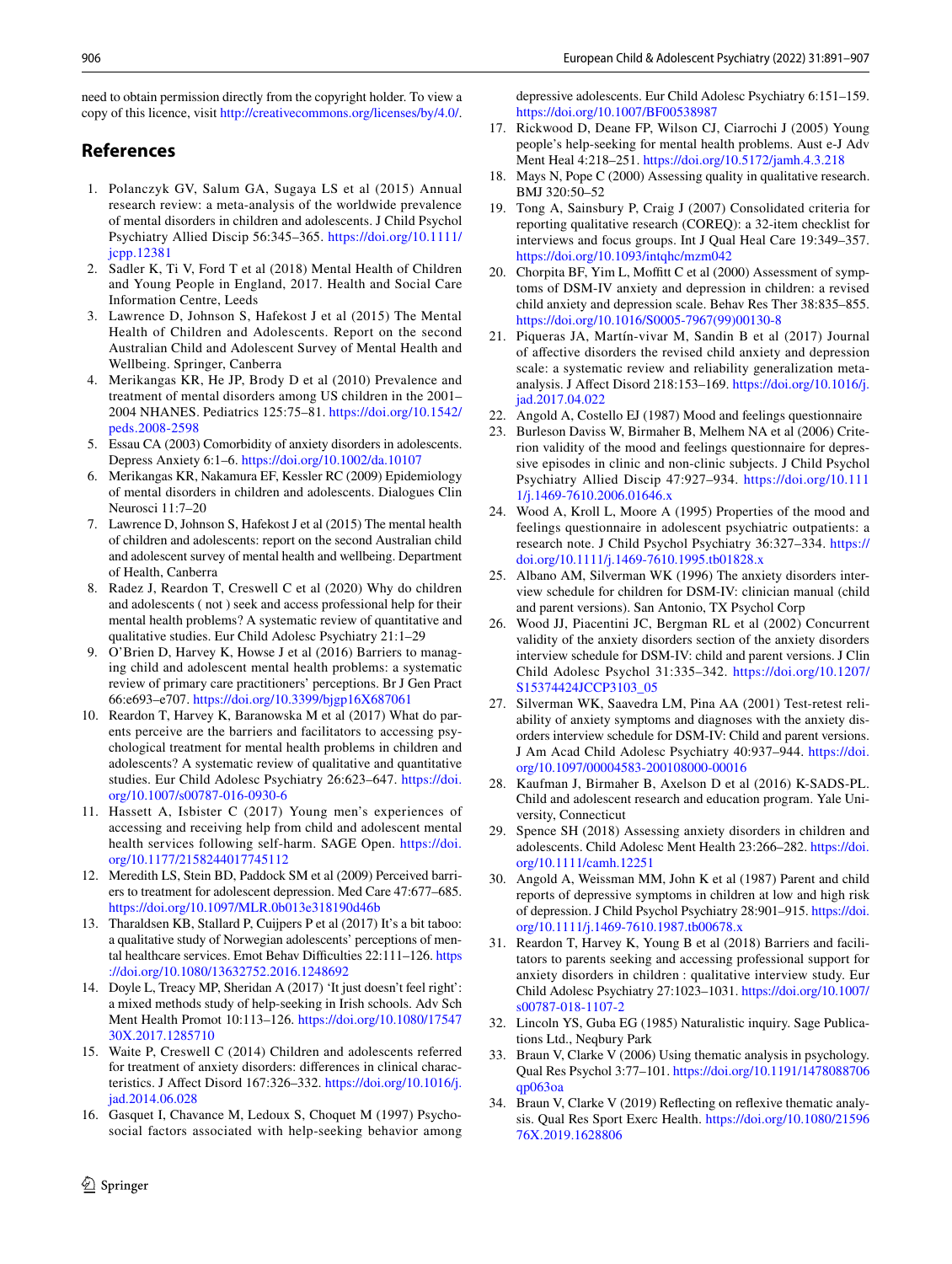need to obtain permission directly from the copyright holder. To view a copy of this licence, visit http://creativecommons.org/licenses/by/4.0/.

## References

1. Polanczyk GV, Salum GA, Sugaya LS et al (2015) Annual research review: a meta-analysis of the worldwide prevalence of mental disorders in children and adolescents. J Child Psychol Psychiatry Allied Discip 56:345–365. https://doi.org/10.1111/jcpp.12381
2. Sadler K, Ti V, Ford T et al (2018) Mental Health of Children and Young People in England, 2017. Health and Social Care Information Centre, Leeds
3. Lawrence D, Johnson S, Hafekost J et al (2015) The Mental Health of Children and Adolescents. Report on the second Australian Child and Adolescent Survey of Mental Health and Wellbeing. Springer, Canberra
4. Merikangas KR, He JP, Brody D et al (2010) Prevalence and treatment of mental disorders among US children in the 2001–2004 NHANES. Pediatrics 125:75–81. https://doi.org/10.1542/peds.2008-2598
5. Essau CA (2003) Comorbidity of anxiety disorders in adolescents. Depress Anxiety 6:1–6. https://doi.org/10.1002/da.10107
6. Merikangas KR, Nakamura EF, Kessler RC (2009) Epidemiology of mental disorders in children and adolescents. Dialogues Clin Neurosci 11:7–20
7. Lawrence D, Johnson S, Hafekost J et al (2015) The mental health of children and adolescents: report on the second Australian child and adolescent survey of mental health and wellbeing. Department of Health, Canberra
8. Radez J, Reardon T, Creswell C et al (2020) Why do children and adolescents ( not ) seek and access professional help for their mental health problems? A systematic review of quantitative and qualitative studies. Eur Child Adolesc Psychiatry 21:1–29
9. O'Brien D, Harvey K, Howse J et al (2016) Barriers to managing child and adolescent mental health problems: a systematic review of primary care practitioners' perceptions. Br J Gen Pract 66:e693–e707. https://doi.org/10.3399/bjgp16X687061
10. Reardon T, Harvey K, Baranowska M et al (2017) What do parents perceive are the barriers and facilitators to accessing psychological treatment for mental health problems in children and adolescents? A systematic review of qualitative and quantitative studies. Eur Child Adolesc Psychiatry 26:623–647. https://doi.org/10.1007/s00787-016-0930-6
11. Hassett A, Isbister C (2017) Young men's experiences of accessing and receiving help from child and adolescent mental health services following self-harm. SAGE Open. https://doi.org/10.1177/2158244017745112
12. Meredith LS, Stein BD, Paddock SM et al (2009) Perceived barriers to treatment for adolescent depression. Med Care 47:677–685. https://doi.org/10.1097/MLR.0b013e318190d46b
13. Tharaldsen KB, Stallard P, Cuijpers P et al (2017) It's a bit taboo: a qualitative study of Norwegian adolescents' perceptions of mental healthcare services. Emot Behav Difficulties 22:111–126. https://doi.org/10.1080/13632752.2016.1248692
14. Doyle L, Treacy MP, Sheridan A (2017) 'It just doesn't feel right': a mixed methods study of help-seeking in Irish schools. Adv Sch Ment Health Promot 10:113–126. https://doi.org/10.1080/1754730X.2017.1285710
15. Waite P, Creswell C (2014) Children and adolescents referred for treatment of anxiety disorders: differences in clinical characteristics. J Affect Disord 167:326–332. https://doi.org/10.1016/j.jad.2014.06.028
16. Gasquet I, Chavance M, Ledoux S, Choquet M (1997) Psychosocial factors associated with help-seeking behavior among depressive adolescents. Eur Child Adolesc Psychiatry 6:151–159. https://doi.org/10.1007/BF00538987
17. Rickwood D, Deane FP, Wilson CJ, Ciarrochi J (2005) Young people's help-seeking for mental health problems. Aust e-J Adv Ment Heal 4:218–251. https://doi.org/10.5172/jamh.4.3.218
18. Mays N, Pope C (2000) Assessing quality in qualitative research. BMJ 320:50–52
19. Tong A, Sainsbury P, Craig J (2007) Consolidated criteria for reporting qualitative research (COREQ): a 32-item checklist for interviews and focus groups. Int J Qual Heal Care 19:349–357. https://doi.org/10.1093/intqhc/mzm042
20. Chorpita BF, Yim L, Moffitt C et al (2000) Assessment of symptoms of DSM-IV anxiety and depression in children: a revised child anxiety and depression scale. Behav Res Ther 38:835–855. https://doi.org/10.1016/S0005-7967(99)00130-8
21. Piqueras JA, Martín-vivar M, Sandin B et al (2017) Journal of affective disorders the revised child anxiety and depression scale: a systematic review and reliability generalization meta-analysis. J Affect Disord 218:153–169. https://doi.org/10.1016/j.jad.2017.04.022
22. Angold A, Costello EJ (1987) Mood and feelings questionnaire
23. Burleson Daviss W, Birmaher B, Melhem NA et al (2006) Criterion validity of the mood and feelings questionnaire for depressive episodes in clinic and non-clinic subjects. J Child Psychol Psychiatry Allied Discip 47:927–934. https://doi.org/10.1111/j.1469-7610.2006.01646.x
24. Wood A, Kroll L, Moore A (1995) Properties of the mood and feelings questionnaire in adolescent psychiatric outpatients: a research note. J Child Psychol Psychiatry 36:327–334. https://doi.org/10.1111/j.1469-7610.1995.tb01828.x
25. Albano AM, Silverman WK (1996) The anxiety disorders interview schedule for children for DSM-IV: clinician manual (child and parent versions). San Antonio, TX Psychol Corp
26. Wood JJ, Piacentini JC, Bergman RL et al (2002) Concurrent validity of the anxiety disorders section of the anxiety disorders interview schedule for DSM-IV: child and parent versions. J Clin Child Adolesc Psychol 31:335–342. https://doi.org/10.1207/S15374424JCCP3103_05
27. Silverman WK, Saavedra LM, Pina AA (2001) Test-retest reliability of anxiety symptoms and diagnoses with the anxiety disorders interview schedule for DSM-IV: Child and parent versions. J Am Acad Child Adolesc Psychiatry 40:937–944. https://doi.org/10.1097/00004583-200108000-00016
28. Kaufman J, Birmaher B, Axelson D et al (2016) K-SADS-PL. Child and adolescent research and education program. Yale University, Connecticut
29. Spence SH (2018) Assessing anxiety disorders in children and adolescents. Child Adolesc Ment Health 23:266–282. https://doi.org/10.1111/camh.12251
30. Angold A, Weissman MM, John K et al (1987) Parent and child reports of depressive symptoms in children at low and high risk of depression. J Child Psychol Psychiatry 28:901–915. https://doi.org/10.1111/j.1469-7610.1987.tb00678.x
31. Reardon T, Harvey K, Young B et al (2018) Barriers and facilitators to parents seeking and accessing professional support for anxiety disorders in children : qualitative interview study. Eur Child Adolesc Psychiatry 27:1023–1031. https://doi.org/10.1007/s00787-018-1107-2
32. Lincoln YS, Guba EG (1985) Naturalistic inquiry. Sage Publications Ltd., Neqbury Park
33. Braun V, Clarke V (2006) Using thematic analysis in psychology. Qual Res Psychol 3:77–101. https://doi.org/10.1191/1478088706qp063oa
34. Braun V, Clarke V (2019) Reflecting on reflexive thematic analysis. Qual Res Sport Exerc Health. https://doi.org/10.1080/2159676X.2019.1628806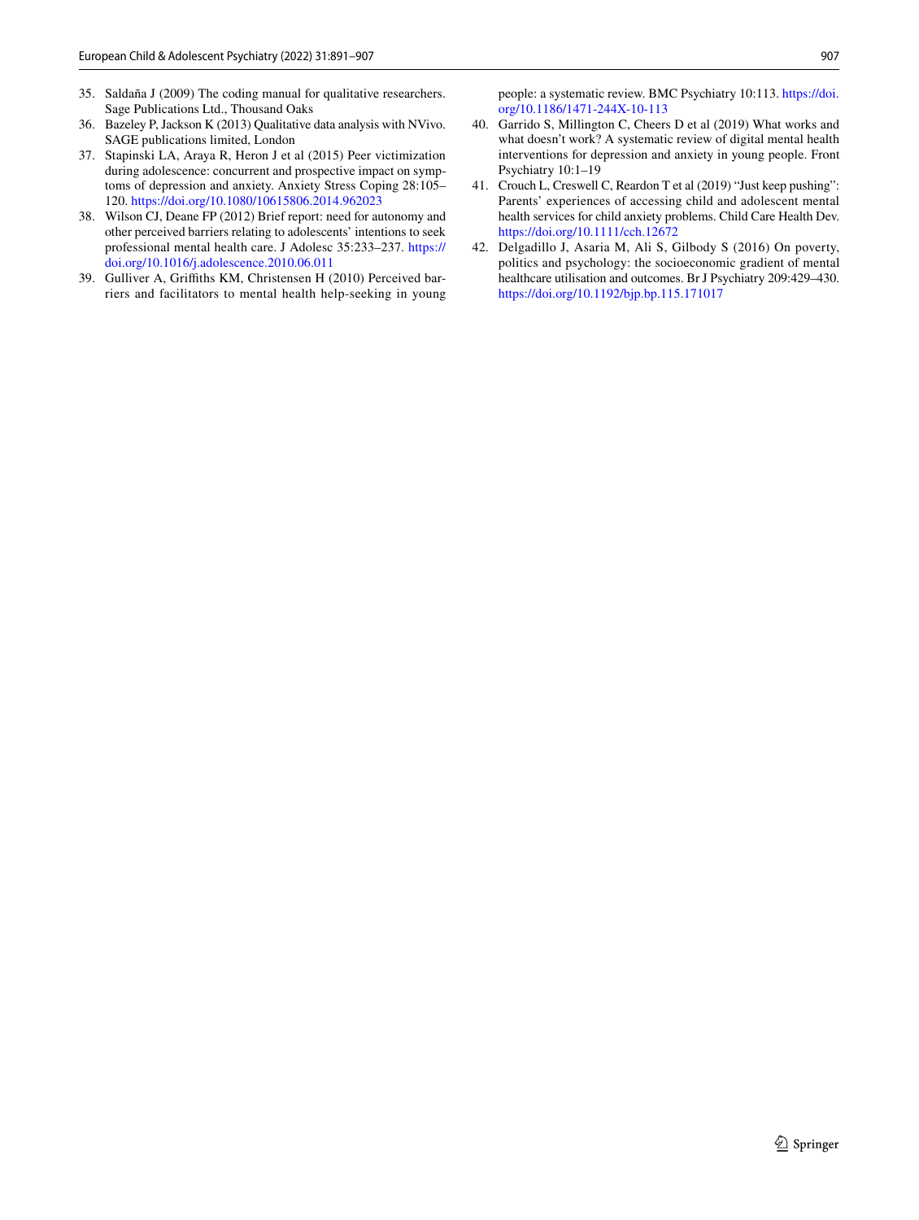35. Saldaña J (2009) The coding manual for qualitative researchers. Sage Publications Ltd., Thousand Oaks
36. Bazeley P, Jackson K (2013) Qualitative data analysis with NVivo. SAGE publications limited, London
37. Stapinski LA, Araya R, Heron J et al (2015) Peer victimization during adolescence: concurrent and prospective impact on symptoms of depression and anxiety. Anxiety Stress Coping 28:105–120. https://doi.org/10.1080/10615806.2014.962023
38. Wilson CJ, Deane FP (2012) Brief report: need for autonomy and other perceived barriers relating to adolescents' intentions to seek professional mental health care. J Adolesc 35:233–237. https://doi.org/10.1016/j.adolescence.2010.06.011
39. Gulliver A, Griffiths KM, Christensen H (2010) Perceived barriers and facilitators to mental health help-seeking in young people: a systematic review. BMC Psychiatry 10:113. https://doi.org/10.1186/1471-244X-10-113
40. Garrido S, Millington C, Cheers D et al (2019) What works and what doesn't work? A systematic review of digital mental health interventions for depression and anxiety in young people. Front Psychiatry 10:1–19
41. Crouch L, Creswell C, Reardon T et al (2019) "Just keep pushing": Parents' experiences of accessing child and adolescent mental health services for child anxiety problems. Child Care Health Dev. https://doi.org/10.1111/cch.12672
42. Delgadillo J, Asaria M, Ali S, Gilbody S (2016) On poverty, politics and psychology: the socioeconomic gradient of mental healthcare utilisation and outcomes. Br J Psychiatry 209:429–430. https://doi.org/10.1192/bjp.bp.115.171017